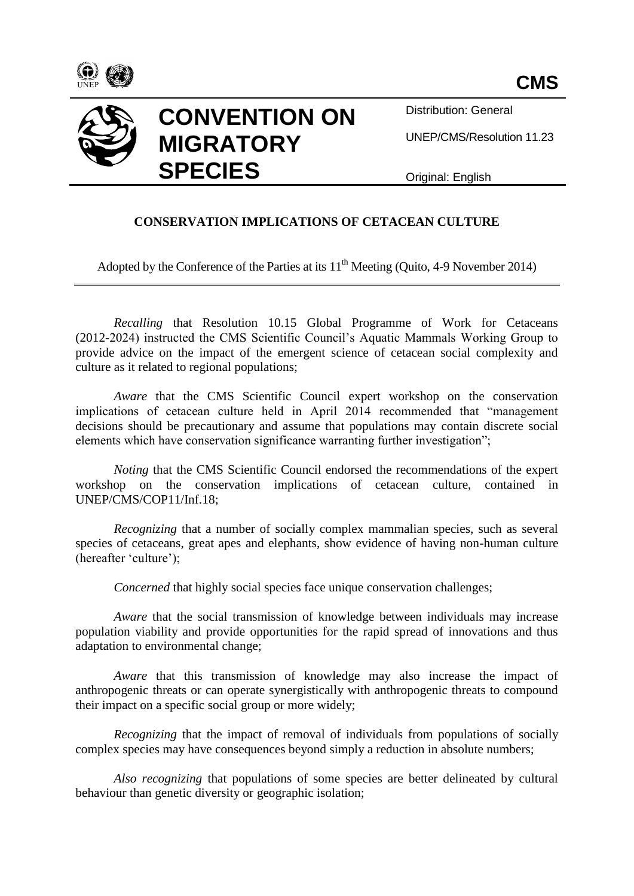CMS

# CONVENTION ON MIGRATORY SPECIES

Distribution: General

UNEP/CMS/Resolution 11.23

Original: English

## CONSERVATION IMPLICATIONS OF CETACEAN CULTURE

Adopted by the Conference of the Parties at its 11th Meeting (Quito, 4-9 November 2014)

*Recalling* that Resolution 10.15 Global Programme of Work for Cetaceans (2012-2024) instructed the CMS Scientific Council's Aquatic Mammals Working Group to provide advice on the impact of the emergent science of cetacean social complexity and culture as it related to regional populations;

*Aware* that the CMS Scientific Council expert workshop on the conservation implications of cetacean culture held in April 2014 recommended that "management decisions should be precautionary and assume that populations may contain discrete social elements which have conservation significance warranting further investigation";

*Noting* that the CMS Scientific Council endorsed the recommendations of the expert workshop on the conservation implications of cetacean culture, contained in UNEP/CMS/COP11/Inf.18;

*Recognizing* that a number of socially complex mammalian species, such as several species of cetaceans, great apes and elephants, show evidence of having non-human culture (hereafter 'culture');

*Concerned* that highly social species face unique conservation challenges;

*Aware* that the social transmission of knowledge between individuals may increase population viability and provide opportunities for the rapid spread of innovations and thus adaptation to environmental change;

*Aware* that this transmission of knowledge may also increase the impact of anthropogenic threats or can operate synergistically with anthropogenic threats to compound their impact on a specific social group or more widely;

*Recognizing* that the impact of removal of individuals from populations of socially complex species may have consequences beyond simply a reduction in absolute numbers;

*Also recognizing* that populations of some species are better delineated by cultural behaviour than genetic diversity or geographic isolation;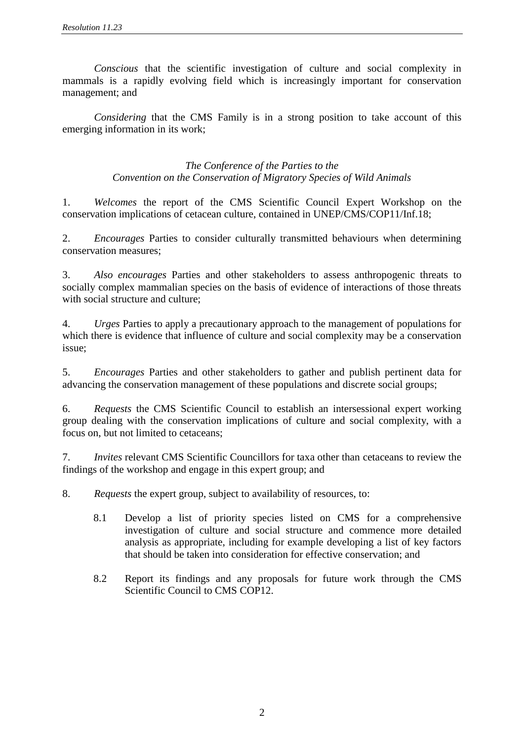*Conscious* that the scientific investigation of culture and social complexity in mammals is a rapidly evolving field which is increasingly important for conservation management; and

*Considering* that the CMS Family is in a strong position to take account of this emerging information in its work;

*The Conference of the Parties to the*
*Convention on the Conservation of Migratory Species of Wild Animals*

1. *Welcomes* the report of the CMS Scientific Council Expert Workshop on the conservation implications of cetacean culture, contained in UNEP/CMS/COP11/Inf.18;

2. *Encourages* Parties to consider culturally transmitted behaviours when determining conservation measures;

3. *Also encourages* Parties and other stakeholders to assess anthropogenic threats to socially complex mammalian species on the basis of evidence of interactions of those threats with social structure and culture;

4. *Urges* Parties to apply a precautionary approach to the management of populations for which there is evidence that influence of culture and social complexity may be a conservation issue;

5. *Encourages* Parties and other stakeholders to gather and publish pertinent data for advancing the conservation management of these populations and discrete social groups;

6. *Requests* the CMS Scientific Council to establish an intersessional expert working group dealing with the conservation implications of culture and social complexity, with a focus on, but not limited to cetaceans;

7. *Invites* relevant CMS Scientific Councillors for taxa other than cetaceans to review the findings of the workshop and engage in this expert group; and

8. *Requests* the expert group, subject to availability of resources, to:

   8.1 Develop a list of priority species listed on CMS for a comprehensive investigation of culture and social structure and commence more detailed analysis as appropriate, including for example developing a list of key factors that should be taken into consideration for effective conservation; and

   8.2 Report its findings and any proposals for future work through the CMS Scientific Council to CMS COP12.